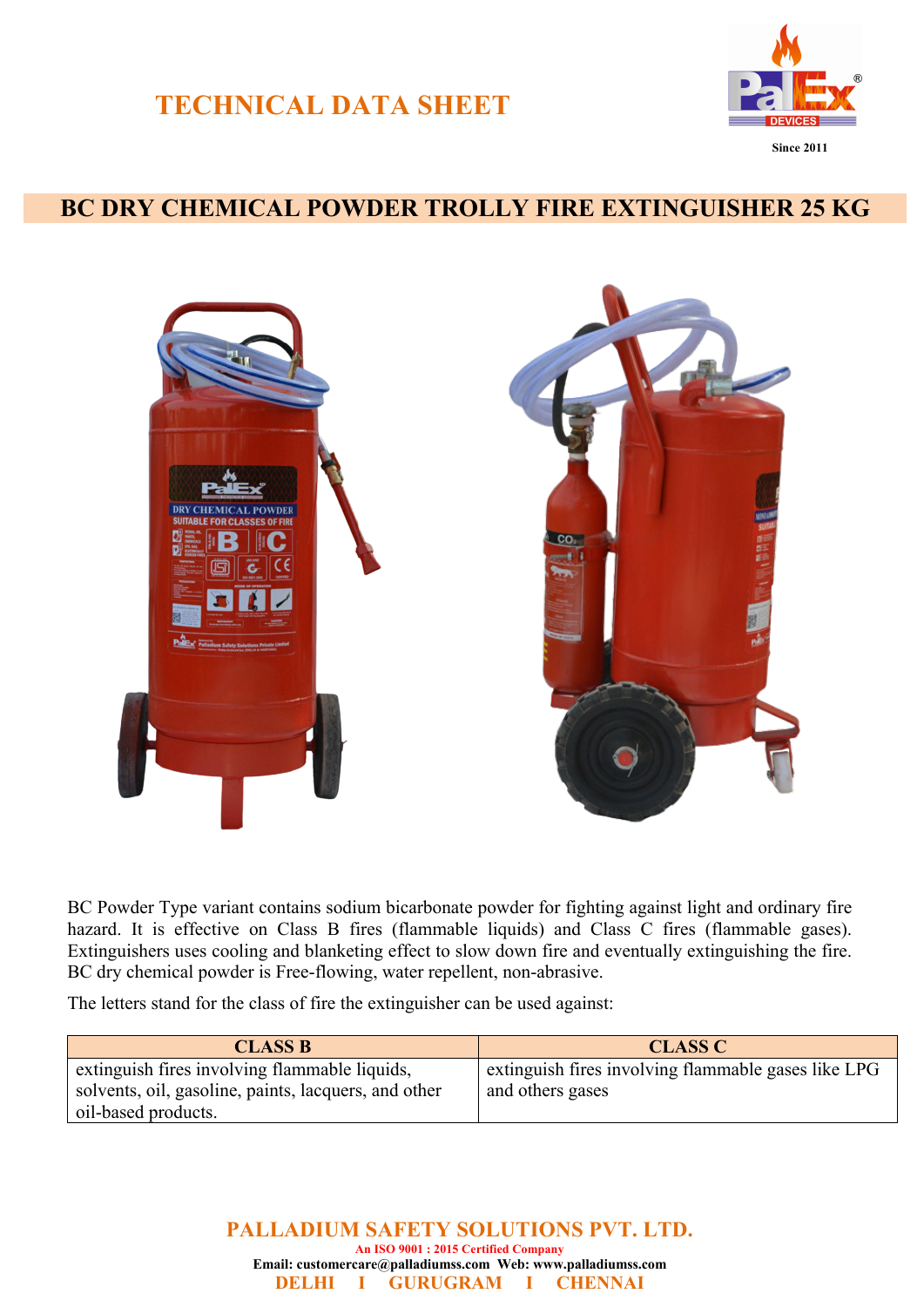# TECHNICAL DATA SHEET

Since 2011

## BC DRY CHEMICAL POWDER TROLLY FIRE EXTINGUISHER 25 KG

BC Powder Type variant contains sodium bicarbonate powder for fighting against light and ordinary fire hazard. It is effective on Class B fires (flammable liquids) and Class C fires (flammable gases). Extinguishers uses cooling and blanketing effect to slow down fire and eventually extinguishing the fire. BC dry chemical powder is Free-flowing, water repellent, non-abrasive.

The letters stand for the class of fire the extinguisher can be used against:

| CLASS B | CLASS C |
|---|---|
| extinguish fires involving flammable liquids, solvents, oil, gasoline, paints, lacquers, and other oil-based products. | extinguish fires involving flammable gases like LPG and others gases |

**PALLADIUM SAFETY SOLUTIONS PVT. LTD.**

An ISO 9001 : 2015 Certified Company

Email: customercare@palladiumss.com Web: www.palladiumss.com

DELHI I GURUGRAM I CHENNAI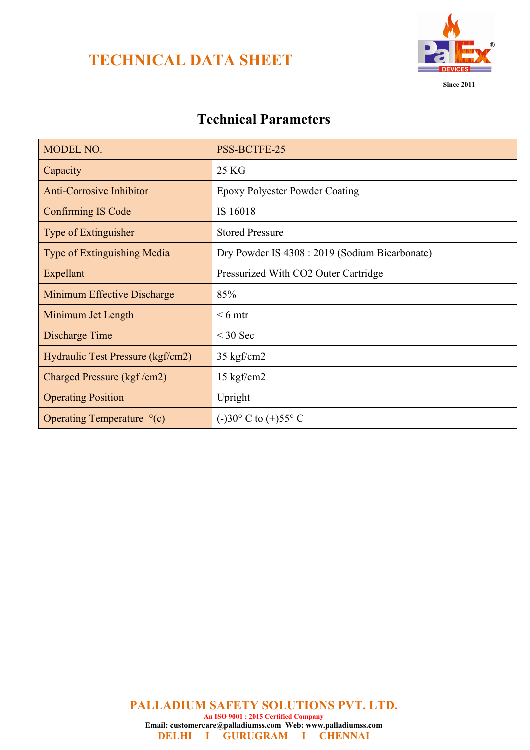# TECHNICAL DATA SHEET

## Technical Parameters

| | |
|---|---|
| MODEL NO. | PSS-BCTFE-25 |
| Capacity | 25 KG |
| Anti-Corrosive Inhibitor | Epoxy Polyester Powder Coating |
| Confirming IS Code | IS 16018 |
| Type of Extinguisher | Stored Pressure |
| Type of Extinguishing Media | Dry Powder IS 4308 : 2019 (Sodium Bicarbonate) |
| Expellant | Pressurized With $CO_2$ Outer Cartridge |
| Minimum Effective Discharge | 85% |
| Minimum Jet Length | < 6 mtr |
| Discharge Time | < 30 Sec |
| Hydraulic Test Pressure (kgf/cm2) | 35 kgf/cm2 |
| Charged Pressure (kgf /cm2) | 15 kgf/cm2 |
| Operating Position | Upright |
| Operating Temperature °(c) | (-)30° C to (+)55° C |

**PALLADIUM SAFETY SOLUTIONS PVT. LTD.**

An ISO 9001 : 2015 Certified Company

Email: customercare@palladiumss.com Web: www.palladiumss.com

DELHI I GURUGRAM I CHENNAI